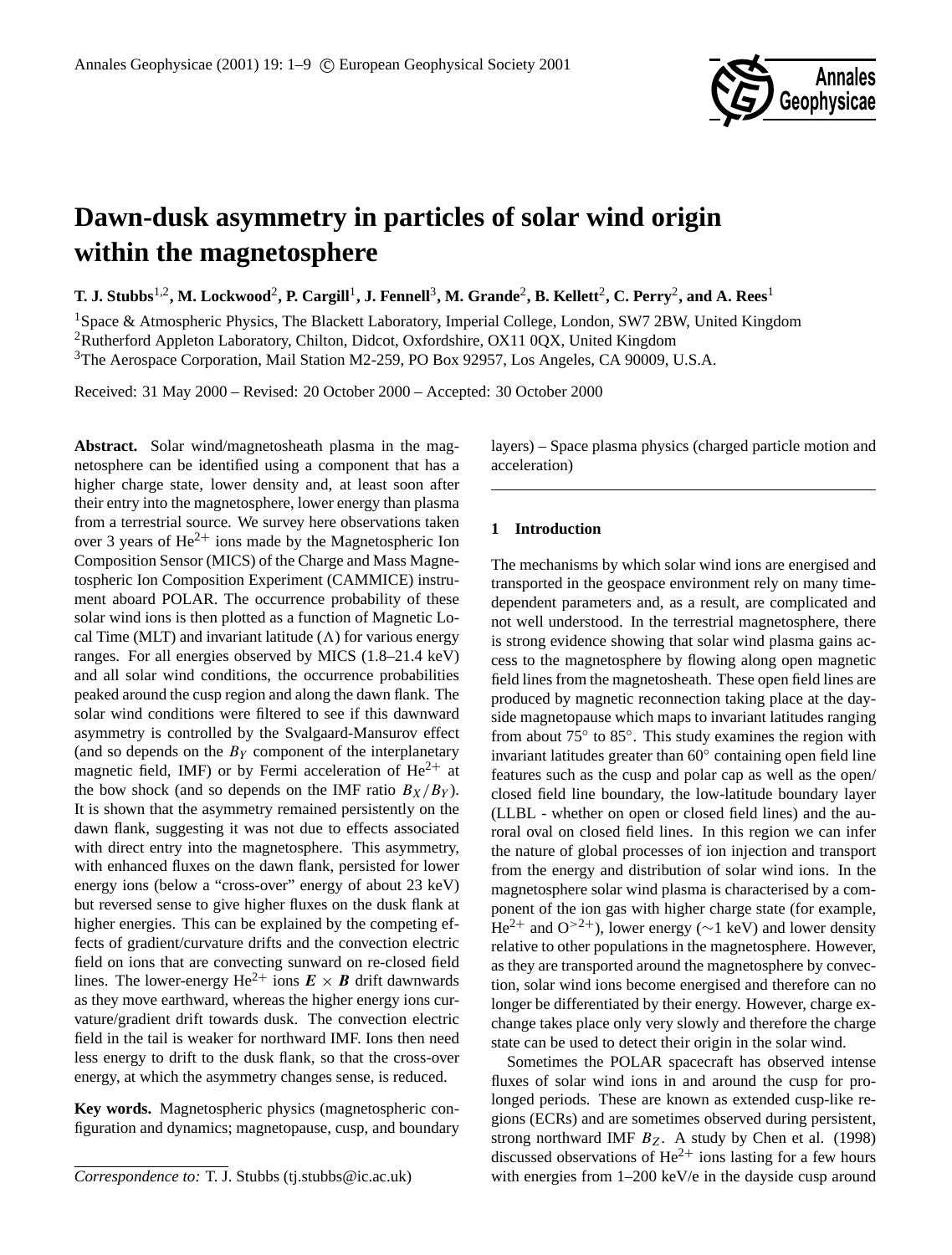# Dawn-dusk asymmetry in particles of solar wind origin within the magnetosphere

**T. J. Stubbs[1,2], M. Lockwood[2], P. Cargill[1], J. Fennell[3], M. Grande[2], B. Kellett[2], C. Perry[2], and A. Rees[1]**

[1]Space & Atmospheric Physics, The Blackett Laboratory, Imperial College, London, SW7 2BW, United Kingdom
[2]Rutherford Appleton Laboratory, Chilton, Didcot, Oxfordshire, OX11 0QX, United Kingdom
[3]The Aerospace Corporation, Mail Station M2-259, PO Box 92957, Los Angeles, CA 90009, U.S.A.

Received: 31 May 2000 – Revised: 20 October 2000 – Accepted: 30 October 2000

**Abstract.** Solar wind/magnetosheath plasma in the magnetosphere can be identified using a component that has a higher charge state, lower density and, at least soon after their entry into the magnetosphere, lower energy than plasma from a terrestrial source. We survey here observations taken over 3 years of $He^{2+}$ ions made by the Magnetospheric Ion Composition Sensor (MICS) of the Charge and Mass Magnetospheric Ion Composition Experiment (CAMMICE) instrument aboard POLAR. The occurrence probability of these solar wind ions is then plotted as a function of Magnetic Local Time (MLT) and invariant latitude ($\Lambda$) for various energy ranges. For all energies observed by MICS (1.8–21.4 keV) and all solar wind conditions, the occurrence probabilities peaked around the cusp region and along the dawn flank. The solar wind conditions were filtered to see if this dawnward asymmetry is controlled by the Svalgaard-Mansurov effect (and so depends on the $B_Y$ component of the interplanetary magnetic field, IMF) or by Fermi acceleration of $He^{2+}$ at the bow shock (and so depends on the IMF ratio $B_X/B_Y$). It is shown that the asymmetry remained persistently on the dawn flank, suggesting it was not due to effects associated with direct entry into the magnetosphere. This asymmetry, with enhanced fluxes on the dawn flank, persisted for lower energy ions (below a "cross-over" energy of about 23 keV) but reversed sense to give higher fluxes on the dusk flank at higher energies. This can be explained by the competing effects of gradient/curvature drifts and the convection electric field on ions that are convecting sunward on re-closed field lines. The lower-energy $He^{2+}$ ions $\boldsymbol{E} \times \boldsymbol{B}$ drift dawnwards as they move earthward, whereas the higher energy ions curvature/gradient drift towards dusk. The convection electric field in the tail is weaker for northward IMF. Ions then need less energy to drift to the dusk flank, so that the cross-over energy, at which the asymmetry changes sense, is reduced.

**Key words.** Magnetospheric physics (magnetospheric configuration and dynamics; magnetopause, cusp, and boundary layers) – Space plasma physics (charged particle motion and acceleration)

## 1 Introduction

The mechanisms by which solar wind ions are energised and transported in the geospace environment rely on many time-dependent parameters and, as a result, are complicated and not well understood. In the terrestrial magnetosphere, there is strong evidence showing that solar wind plasma gains access to the magnetosphere by flowing along open magnetic field lines from the magnetosheath. These open field lines are produced by magnetic reconnection taking place at the dayside magnetopause which maps to invariant latitudes ranging from about 75° to 85°. This study examines the region with invariant latitudes greater than 60° containing open field line features such as the cusp and polar cap as well as the open/closed field line boundary, the low-latitude boundary layer (LLBL - whether on open or closed field lines) and the auroral oval on closed field lines. In this region we can infer the nature of global processes of ion injection and transport from the energy and distribution of solar wind ions. In the magnetosphere solar wind plasma is characterised by a component of the ion gas with higher charge state (for example, $He^{2+}$ and $O^{>2+}$), lower energy (~1 keV) and lower density relative to other populations in the magnetosphere. However, as they are transported around the magnetosphere by convection, solar wind ions become energised and therefore can no longer be differentiated by their energy. However, charge exchange takes place only very slowly and therefore the charge state can be used to detect their origin in the solar wind.

Sometimes the POLAR spacecraft has observed intense fluxes of solar wind ions in and around the cusp for prolonged periods. These are known as extended cusp-like regions (ECRs) and are sometimes observed during persistent, strong northward IMF $B_Z$. A study by Chen et al. (1998) discussed observations of $He^{2+}$ ions lasting for a few hours with energies from 1–200 keV/e in the dayside cusp around

*Correspondence to:* T. J. Stubbs (tj.stubbs@ic.ac.uk)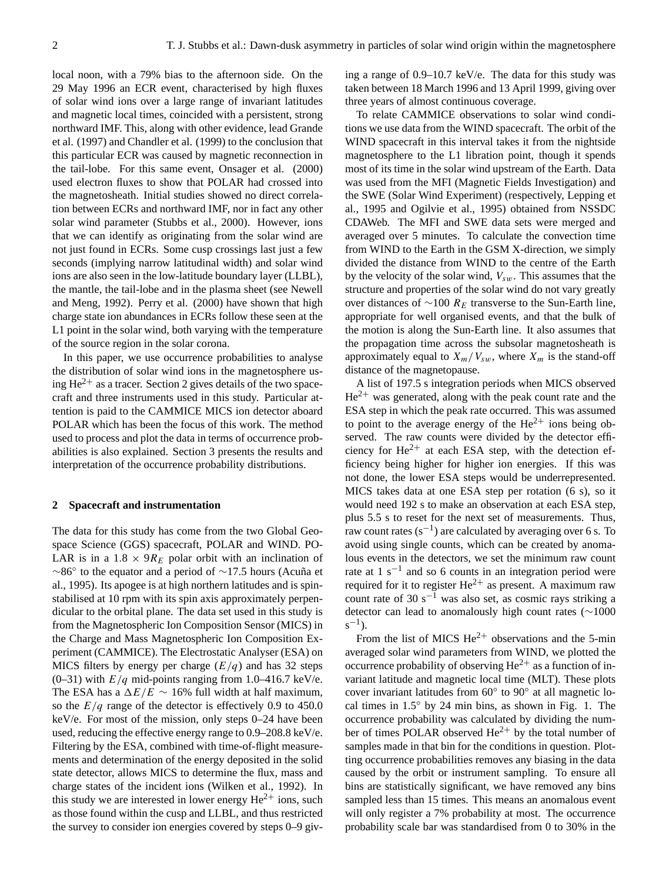local noon, with a 79% bias to the afternoon side. On the 29 May 1996 an ECR event, characterised by high fluxes of solar wind ions over a large range of invariant latitudes and magnetic local times, coincided with a persistent, strong northward IMF. This, along with other evidence, lead Grande et al. (1997) and Chandler et al. (1999) to the conclusion that this particular ECR was caused by magnetic reconnection in the tail-lobe. For this same event, Onsager et al. (2000) used electron fluxes to show that POLAR had crossed into the magnetosheath. Initial studies showed no direct correlation between ECRs and northward IMF, nor in fact any other solar wind parameter (Stubbs et al., 2000). However, ions that we can identify as originating from the solar wind are not just found in ECRs. Some cusp crossings last just a few seconds (implying narrow latitudinal width) and solar wind ions are also seen in the low-latitude boundary layer (LLBL), the mantle, the tail-lobe and in the plasma sheet (see Newell and Meng, 1992). Perry et al. (2000) have shown that high charge state ion abundances in ECRs follow these seen at the L1 point in the solar wind, both varying with the temperature of the source region in the solar corona.

In this paper, we use occurrence probabilities to analyse the distribution of solar wind ions in the magnetosphere using $He^{2+}$ as a tracer. Section 2 gives details of the two spacecraft and three instruments used in this study. Particular attention is paid to the CAMMICE MICS ion detector aboard POLAR which has been the focus of this work. The method used to process and plot the data in terms of occurrence probabilities is also explained. Section 3 presents the results and interpretation of the occurrence probability distributions.

## 2 Spacecraft and instrumentation

The data for this study has come from the two Global Geospace Science (GGS) spacecraft, POLAR and WIND. POLAR is in a $1.8 \times 9R_E$ polar orbit with an inclination of $\sim 86^\circ$ to the equator and a period of $\sim$17.5 hours (Acuña et al., 1995). Its apogee is at high northern latitudes and is spin-stabilised at 10 rpm with its spin axis approximately perpendicular to the orbital plane. The data set used in this study is from the Magnetospheric Ion Composition Sensor (MICS) in the Charge and Mass Magnetospheric Ion Composition Experiment (CAMMICE). The Electrostatic Analyser (ESA) on MICS filters by energy per charge ($E/q$) and has 32 steps (0–31) with $E/q$ mid-points ranging from 1.0–416.7 keV/e. The ESA has a $\Delta E/E \sim 16\%$ full width at half maximum, so the $E/q$ range of the detector is effectively 0.9 to 450.0 keV/e. For most of the mission, only steps 0–24 have been used, reducing the effective energy range to 0.9–208.8 keV/e. Filtering by the ESA, combined with time-of-flight measurements and determination of the energy deposited in the solid state detector, allows MICS to determine the flux, mass and charge states of the incident ions (Wilken et al., 1992). In this study we are interested in lower energy $He^{2+}$ ions, such as those found within the cusp and LLBL, and thus restricted the survey to consider ion energies covered by steps 0–9 giving a range of 0.9–10.7 keV/e. The data for this study was taken between 18 March 1996 and 13 April 1999, giving over three years of almost continuous coverage.

To relate CAMMICE observations to solar wind conditions we use data from the WIND spacecraft. The orbit of the WIND spacecraft in this interval takes it from the nightside magnetosphere to the L1 libration point, though it spends most of its time in the solar wind upstream of the Earth. Data was used from the MFI (Magnetic Fields Investigation) and the SWE (Solar Wind Experiment) (respectively, Lepping et al., 1995 and Ogilvie et al., 1995) obtained from NSSDC CDAWeb. The MFI and SWE data sets were merged and averaged over 5 minutes. To calculate the convection time from WIND to the Earth in the GSM X-direction, we simply divided the distance from WIND to the centre of the Earth by the velocity of the solar wind, $V_{sw}$. This assumes that the structure and properties of the solar wind do not vary greatly over distances of $\sim$100 $R_E$ transverse to the Sun-Earth line, appropriate for well organised events, and that the bulk of the motion is along the Sun-Earth line. It also assumes that the propagation time across the subsolar magnetosheath is approximately equal to $X_m/V_{sw}$, where $X_m$ is the stand-off distance of the magnetopause.

A list of 197.5 s integration periods when MICS observed $He^{2+}$ was generated, along with the peak count rate and the ESA step in which the peak rate occurred. This was assumed to point to the average energy of the $He^{2+}$ ions being observed. The raw counts were divided by the detector efficiency for $He^{2+}$ at each ESA step, with the detection efficiency being higher for higher ion energies. If this was not done, the lower ESA steps would be underrepresented. MICS takes data at one ESA step per rotation (6 s), so it would need 192 s to make an observation at each ESA step, plus 5.5 s to reset for the next set of measurements. Thus, raw count rates ($s^{-1}$) are calculated by averaging over 6 s. To avoid using single counts, which can be created by anomalous events in the detectors, we set the minimum raw count rate at 1 $s^{-1}$ and so 6 counts in an integration period were required for it to register $He^{2+}$ as present. A maximum raw count rate of 30 $s^{-1}$ was also set, as cosmic rays striking a detector can lead to anomalously high count rates ($\sim$1000 $s^{-1}$).

From the list of MICS $He^{2+}$ observations and the 5-min averaged solar wind parameters from WIND, we plotted the occurrence probability of observing $He^{2+}$ as a function of invariant latitude and magnetic local time (MLT). These plots cover invariant latitudes from 60° to 90° at all magnetic local times in 1.5° by 24 min bins, as shown in Fig. 1. The occurrence probability was calculated by dividing the number of times POLAR observed $He^{2+}$ by the total number of samples made in that bin for the conditions in question. Plotting occurrence probabilities removes any biasing in the data caused by the orbit or instrument sampling. To ensure all bins are statistically significant, we have removed any bins sampled less than 15 times. This means an anomalous event will only register a 7% probability at most. The occurrence probability scale bar was standardised from 0 to 30% in the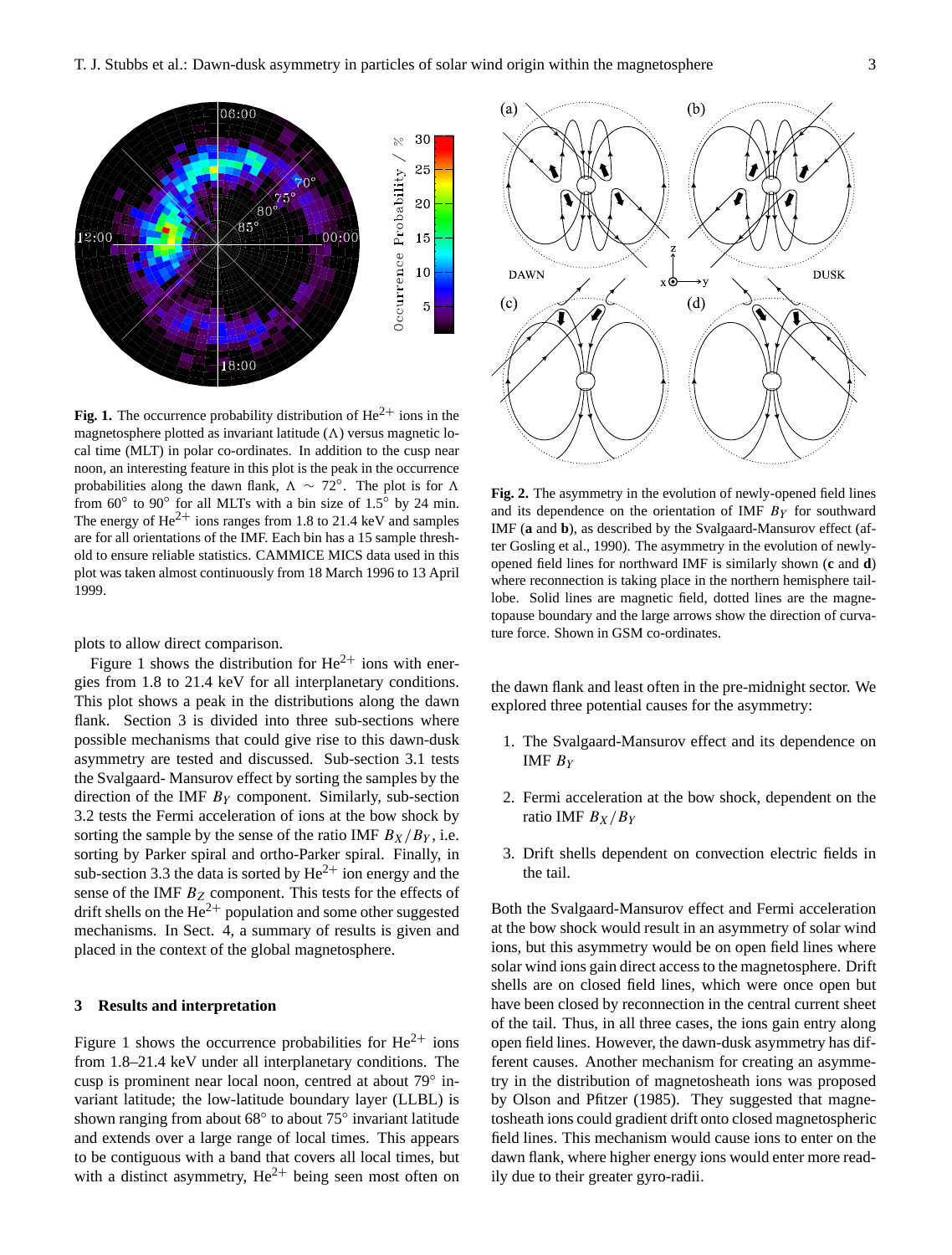**Fig. 1.** The occurrence probability distribution of $He^{2+}$ ions in the magnetosphere plotted as invariant latitude ($\Lambda$) versus magnetic local time (MLT) in polar co-ordinates. In addition to the cusp near noon, an interesting feature in this plot is the peak in the occurrence probabilities along the dawn flank, $\Lambda \sim 72^{\circ}$. The plot is for $\Lambda$ from $60^{\circ}$ to $90^{\circ}$ for all MLTs with a bin size of $1.5^{\circ}$ by 24 min. The energy of $He^{2+}$ ions ranges from 1.8 to 21.4 keV and samples are for all orientations of the IMF. Each bin has a 15 sample threshold to ensure reliable statistics. CAMMICE MICS data used in this plot was taken almost continuously from 18 March 1996 to 13 April 1999.

plots to allow direct comparison.

Figure 1 shows the distribution for $He^{2+}$ ions with energies from 1.8 to 21.4 keV for all interplanetary conditions. This plot shows a peak in the distributions along the dawn flank. Section 3 is divided into three sub-sections where possible mechanisms that could give rise to this dawn-dusk asymmetry are tested and discussed. Sub-section 3.1 tests the Svalgaard- Mansurov effect by sorting the samples by the direction of the IMF $B_Y$ component. Similarly, sub-section 3.2 tests the Fermi acceleration of ions at the bow shock by sorting the sample by the sense of the ratio IMF $B_X/B_Y$, i.e. sorting by Parker spiral and ortho-Parker spiral. Finally, in sub-section 3.3 the data is sorted by $He^{2+}$ ion energy and the sense of the IMF $B_Z$ component. This tests for the effects of drift shells on the $He^{2+}$ population and some other suggested mechanisms. In Sect. 4, a summary of results is given and placed in the context of the global magnetosphere.

## 3 Results and interpretation

Figure 1 shows the occurrence probabilities for $He^{2+}$ ions from 1.8–21.4 keV under all interplanetary conditions. The cusp is prominent near local noon, centred at about $79^{\circ}$ invariant latitude; the low-latitude boundary layer (LLBL) is shown ranging from about $68^{\circ}$ to about $75^{\circ}$ invariant latitude and extends over a large range of local times. This appears to be contiguous with a band that covers all local times, but with a distinct asymmetry, $He^{2+}$ being seen most often on the dawn flank and least often in the pre-midnight sector. We explored three potential causes for the asymmetry:

1. The Svalgaard-Mansurov effect and its dependence on IMF $B_Y$
2. Fermi acceleration at the bow shock, dependent on the ratio IMF $B_X/B_Y$
3. Drift shells dependent on convection electric fields in the tail.

**Fig. 2.** The asymmetry in the evolution of newly-opened field lines and its dependence on the orientation of IMF $B_Y$ for southward IMF (**a** and **b**), as described by the Svalgaard-Mansurov effect (after Gosling et al., 1990). The asymmetry in the evolution of newly-opened field lines for northward IMF is similarly shown (**c** and **d**) where reconnection is taking place in the northern hemisphere taillobe. Solid lines are magnetic field, dotted lines are the magnetopause boundary and the large arrows show the direction of curvature force. Shown in GSM co-ordinates.

Both the Svalgaard-Mansurov effect and Fermi acceleration at the bow shock would result in an asymmetry of solar wind ions, but this asymmetry would be on open field lines where solar wind ions gain direct access to the magnetosphere. Drift shells are on closed field lines, which were once open but have been closed by reconnection in the central current sheet of the tail. Thus, in all three cases, the ions gain entry along open field lines. However, the dawn-dusk asymmetry has different causes. Another mechanism for creating an asymmetry in the distribution of magnetosheath ions was proposed by Olson and Pfitzer (1985). They suggested that magnetosheath ions could gradient drift onto closed magnetospheric field lines. This mechanism would cause ions to enter on the dawn flank, where higher energy ions would enter more readily due to their greater gyro-radii.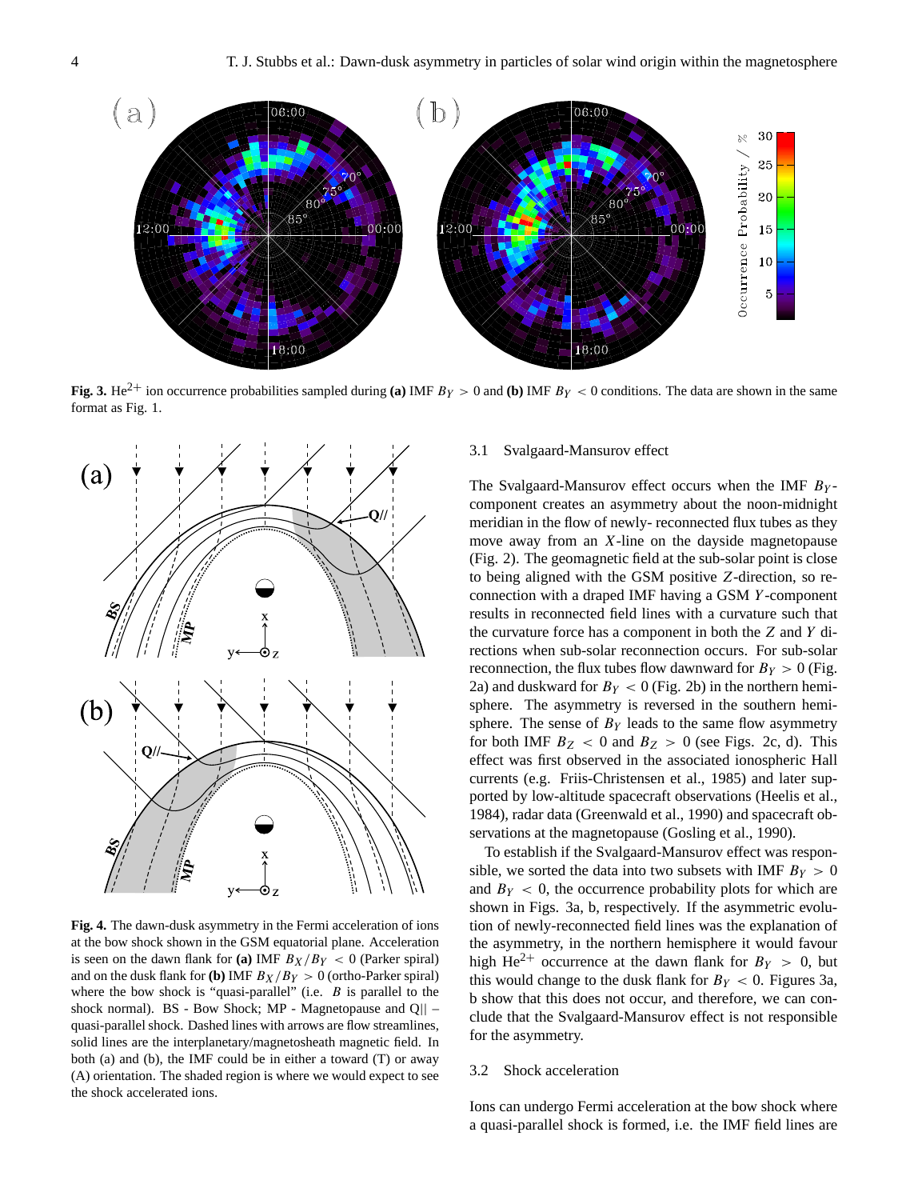**Fig. 3.** $He^{2+}$ ion occurrence probabilities sampled during **(a)** IMF $B_Y > 0$ and **(b)** IMF $B_Y < 0$ conditions. The data are shown in the same format as Fig. 1.

**Fig. 4.** The dawn-dusk asymmetry in the Fermi acceleration of ions at the bow shock shown in the GSM equatorial plane. Acceleration is seen on the dawn flank for **(a)** IMF $B_X/B_Y < 0$ (Parker spiral) and on the dusk flank for **(b)** IMF $B_X/B_Y > 0$ (ortho-Parker spiral) where the bow shock is "quasi-parallel" (i.e. $B$ is parallel to the shock normal). BS - Bow Shock; MP - Magnetopause and Q|| – quasi-parallel shock. Dashed lines with arrows are flow streamlines, solid lines are the interplanetary/magnetosheath magnetic field. In both (a) and (b), the IMF could be in either a toward (T) or away (A) orientation. The shaded region is where we would expect to see the shock accelerated ions.

### 3.1 Svalgaard-Mansurov effect

The Svalgaard-Mansurov effect occurs when the IMF $B_Y$-component creates an asymmetry about the noon-midnight meridian in the flow of newly- reconnected flux tubes as they move away from an $X$-line on the dayside magnetopause (Fig. 2). The geomagnetic field at the sub-solar point is close to being aligned with the GSM positive $Z$-direction, so reconnection with a draped IMF having a GSM $Y$-component results in reconnected field lines with a curvature such that the curvature force has a component in both the $Z$ and $Y$ directions when sub-solar reconnection occurs. For sub-solar reconnection, the flux tubes flow dawnward for $B_Y > 0$ (Fig. 2a) and duskward for $B_Y < 0$ (Fig. 2b) in the northern hemisphere. The asymmetry is reversed in the southern hemisphere. The sense of $B_Y$ leads to the same flow asymmetry for both IMF $B_Z < 0$ and $B_Z > 0$ (see Figs. 2c, d). This effect was first observed in the associated ionospheric Hall currents (e.g. Friis-Christensen et al., 1985) and later supported by low-altitude spacecraft observations (Heelis et al., 1984), radar data (Greenwald et al., 1990) and spacecraft observations at the magnetopause (Gosling et al., 1990).

To establish if the Svalgaard-Mansurov effect was responsible, we sorted the data into two subsets with IMF $B_Y > 0$ and $B_Y < 0$, the occurrence probability plots for which are shown in Figs. 3a, b, respectively. If the asymmetric evolution of newly-reconnected field lines was the explanation of the asymmetry, in the northern hemisphere it would favour high $He^{2+}$ occurrence at the dawn flank for $B_Y > 0$, but this would change to the dusk flank for $B_Y < 0$. Figures 3a, b show that this does not occur, and therefore, we can conclude that the Svalgaard-Mansurov effect is not responsible for the asymmetry.

### 3.2 Shock acceleration

Ions can undergo Fermi acceleration at the bow shock where a quasi-parallel shock is formed, i.e. the IMF field lines are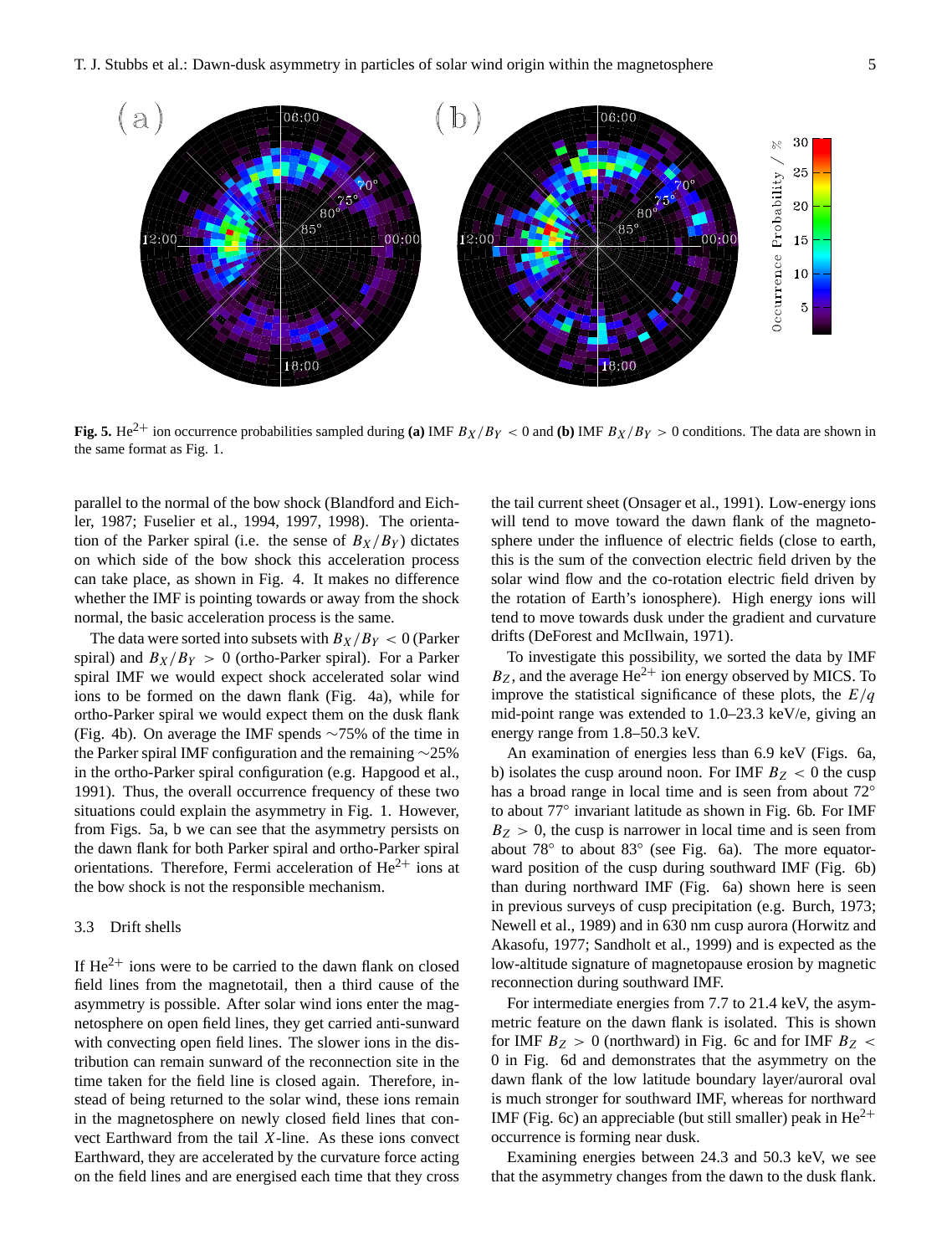**Fig. 5.** $He^{2+}$ ion occurrence probabilities sampled during **(a)** IMF $B_X/B_Y < 0$ and **(b)** IMF $B_X/B_Y > 0$ conditions. The data are shown in the same format as Fig. 1.

parallel to the normal of the bow shock (Blandford and Eichler, 1987; Fuselier et al., 1994, 1997, 1998). The orientation of the Parker spiral (i.e. the sense of $B_X/B_Y$) dictates on which side of the bow shock this acceleration process can take place, as shown in Fig. 4. It makes no difference whether the IMF is pointing towards or away from the shock normal, the basic acceleration process is the same.

The data were sorted into subsets with $B_X/B_Y < 0$ (Parker spiral) and $B_X/B_Y > 0$ (ortho-Parker spiral). For a Parker spiral IMF we would expect shock accelerated solar wind ions to be formed on the dawn flank (Fig. 4a), while for ortho-Parker spiral we would expect them on the dusk flank (Fig. 4b). On average the IMF spends ∼75% of the time in the Parker spiral IMF configuration and the remaining ∼25% in the ortho-Parker spiral configuration (e.g. Hapgood et al., 1991). Thus, the overall occurrence frequency of these two situations could explain the asymmetry in Fig. 1. However, from Figs. 5a, b we can see that the asymmetry persists on the dawn flank for both Parker spiral and ortho-Parker spiral orientations. Therefore, Fermi acceleration of $He^{2+}$ ions at the bow shock is not the responsible mechanism.

### 3.3 Drift shells

If $He^{2+}$ ions were to be carried to the dawn flank on closed field lines from the magnetotail, then a third cause of the asymmetry is possible. After solar wind ions enter the magnetosphere on open field lines, they get carried anti-sunward with convecting open field lines. The slower ions in the distribution can remain sunward of the reconnection site in the time taken for the field line is closed again. Therefore, instead of being returned to the solar wind, these ions remain in the magnetosphere on newly closed field lines that convect Earthward from the tail $X$-line. As these ions convect Earthward, they are accelerated by the curvature force acting on the field lines and are energised each time that they cross the tail current sheet (Onsager et al., 1991). Low-energy ions will tend to move toward the dawn flank of the magnetosphere under the influence of electric fields (close to earth, this is the sum of the convection electric field driven by the solar wind flow and the co-rotation electric field driven by the rotation of Earth's ionosphere). High energy ions will tend to move towards dusk under the gradient and curvature drifts (DeForest and McIlwain, 1971).

To investigate this possibility, we sorted the data by IMF $B_Z$, and the average $He^{2+}$ ion energy observed by MICS. To improve the statistical significance of these plots, the $E/q$ mid-point range was extended to 1.0–23.3 keV/e, giving an energy range from 1.8–50.3 keV.

An examination of energies less than 6.9 keV (Figs. 6a, b) isolates the cusp around noon. For IMF $B_Z < 0$ the cusp has a broad range in local time and is seen from about 72° to about 77° invariant latitude as shown in Fig. 6b. For IMF $B_Z > 0$, the cusp is narrower in local time and is seen from about 78° to about 83° (see Fig. 6a). The more equatorward position of the cusp during southward IMF (Fig. 6b) than during northward IMF (Fig. 6a) shown here is seen in previous surveys of cusp precipitation (e.g. Burch, 1973; Newell et al., 1989) and in 630 nm cusp aurora (Horwitz and Akasofu, 1977; Sandholt et al., 1999) and is expected as the low-altitude signature of magnetopause erosion by magnetic reconnection during southward IMF.

For intermediate energies from 7.7 to 21.4 keV, the asymmetric feature on the dawn flank is isolated. This is shown for IMF $B_Z > 0$ (northward) in Fig. 6c and for IMF $B_Z < 0$ in Fig. 6d and demonstrates that the asymmetry on the dawn flank of the low latitude boundary layer/auroral oval is much stronger for southward IMF, whereas for northward IMF (Fig. 6c) an appreciable (but still smaller) peak in $He^{2+}$ occurrence is forming near dusk.

Examining energies between 24.3 and 50.3 keV, we see that the asymmetry changes from the dawn to the dusk flank.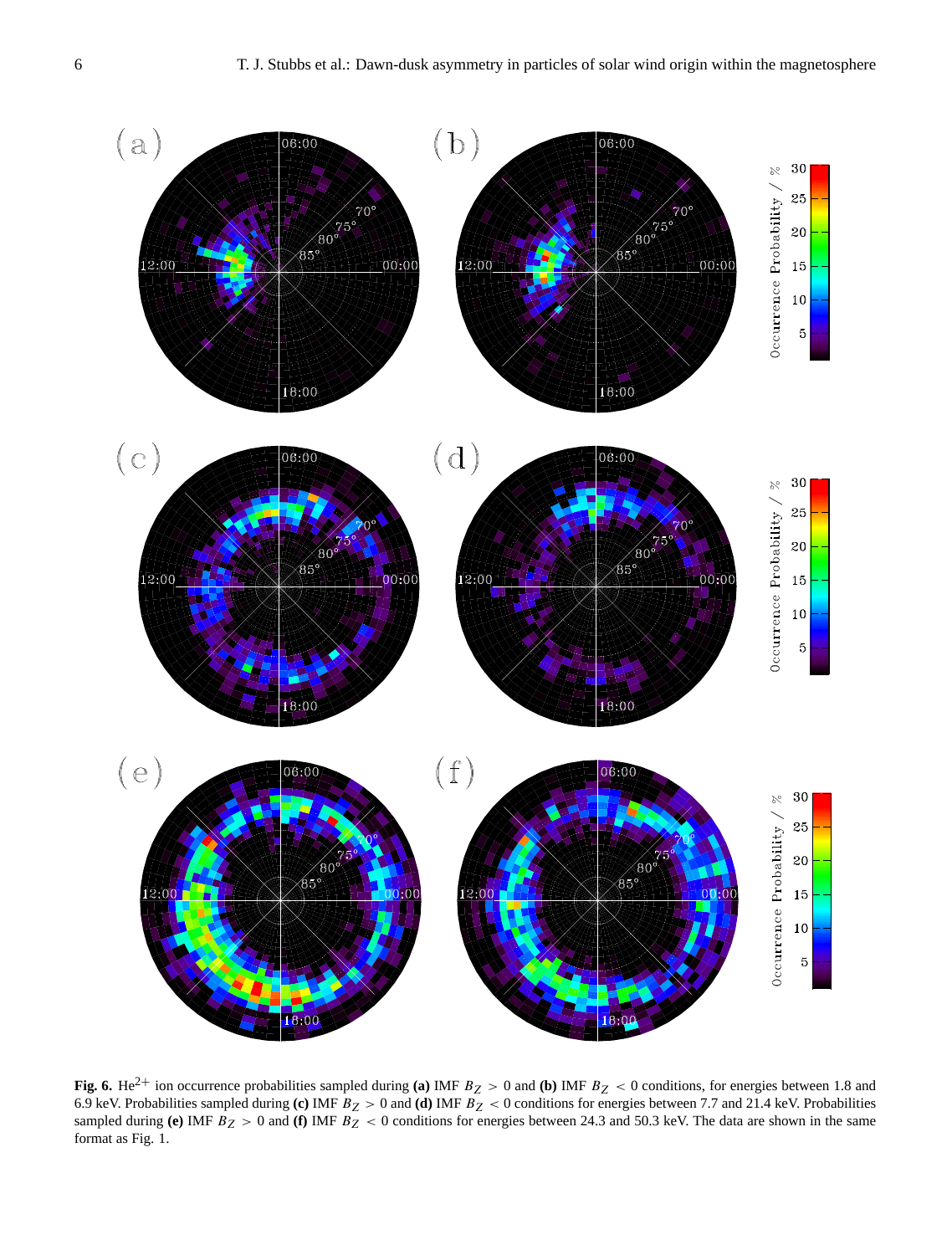**Fig. 6.** $He^{2+}$ ion occurrence probabilities sampled during **(a)** IMF $B_Z > 0$ and **(b)** IMF $B_Z < 0$ conditions, for energies between 1.8 and 6.9 keV. Probabilities sampled during **(c)** IMF $B_Z > 0$ and **(d)** IMF $B_Z < 0$ conditions for energies between 7.7 and 21.4 keV. Probabilities sampled during **(e)** IMF $B_Z > 0$ and **(f)** IMF $B_Z < 0$ conditions for energies between 24.3 and 50.3 keV. The data are shown in the same format as Fig. 1.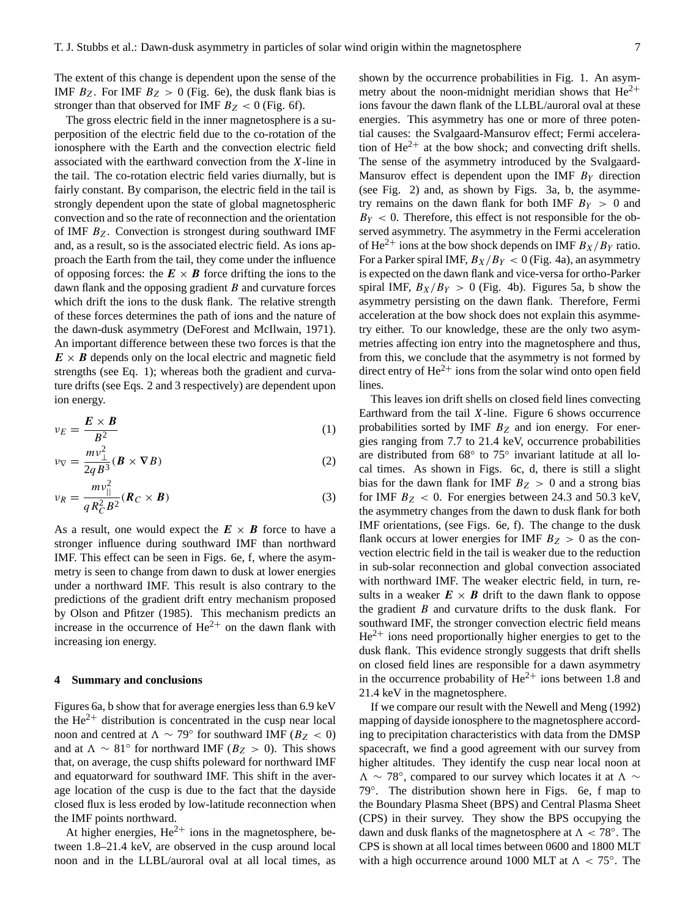The extent of this change is dependent upon the sense of the IMF $B_Z$. For IMF $B_Z > 0$ (Fig. 6e), the dusk flank bias is stronger than that observed for IMF $B_Z < 0$ (Fig. 6f).

The gross electric field in the inner magnetosphere is a superposition of the electric field due to the co-rotation of the ionosphere with the Earth and the convection electric field associated with the earthward convection from the $X$-line in the tail. The co-rotation electric field varies diurnally, but is fairly constant. By comparison, the electric field in the tail is strongly dependent upon the state of global magnetospheric convection and so the rate of reconnection and the orientation of IMF $B_Z$. Convection is strongest during southward IMF and, as a result, so is the associated electric field. As ions approach the Earth from the tail, they come under the influence of opposing forces: the $\boldsymbol{E} \times \boldsymbol{B}$ force drifting the ions to the dawn flank and the opposing gradient $B$ and curvature forces which drift the ions to the dusk flank. The relative strength of these forces determines the path of ions and the nature of the dawn-dusk asymmetry (DeForest and McIlwain, 1971). An important difference between these two forces is that the $\boldsymbol{E} \times \boldsymbol{B}$ depends only on the local electric and magnetic field strengths (see Eq. 1); whereas both the gradient and curvature drifts (see Eqs. 2 and 3 respectively) are dependent upon ion energy.

$$v_E = \frac{\boldsymbol{E} \times \boldsymbol{B}}{B^2} \tag{1}$$

$$v_\nabla = \frac{m v_\perp^2}{2qB^3}(\boldsymbol{B} \times \boldsymbol{\nabla} B) \tag{2}$$

$$v_R = \frac{m v_\parallel^2}{q R_C^2 B^2}(\boldsymbol{R}_C \times \boldsymbol{B}) \tag{3}$$

As a result, one would expect the $\boldsymbol{E} \times \boldsymbol{B}$ force to have a stronger influence during southward IMF than northward IMF. This effect can be seen in Figs. 6e, f, where the asymmetry is seen to change from dawn to dusk at lower energies under a northward IMF. This result is also contrary to the predictions of the gradient drift entry mechanism proposed by Olson and Pfitzer (1985). This mechanism predicts an increase in the occurrence of $He^{2+}$ on the dawn flank with increasing ion energy.

## 4 Summary and conclusions

Figures 6a, b show that for average energies less than 6.9 keV the $He^{2+}$ distribution is concentrated in the cusp near local noon and centred at $\Lambda \sim 79°$ for southward IMF ($B_Z < 0$) and at $\Lambda \sim 81°$ for northward IMF ($B_Z > 0$). This shows that, on average, the cusp shifts poleward for northward IMF and equatorward for southward IMF. This shift in the average location of the cusp is due to the fact that the dayside closed flux is less eroded by low-latitude reconnection when the IMF points northward.

At higher energies, $He^{2+}$ ions in the magnetosphere, between 1.8–21.4 keV, are observed in the cusp around local noon and in the LLBL/auroral oval at all local times, as shown by the occurrence probabilities in Fig. 1. An asymmetry about the noon-midnight meridian shows that $He^{2+}$ ions favour the dawn flank of the LLBL/auroral oval at these energies. This asymmetry has one or more of three potential causes: the Svalgaard-Mansurov effect; Fermi acceleration of $He^{2+}$ at the bow shock; and convecting drift shells. The sense of the asymmetry introduced by the Svalgaard-Mansurov effect is dependent upon the IMF $B_Y$ direction (see Fig. 2) and, as shown by Figs. 3a, b, the asymmetry remains on the dawn flank for both IMF $B_Y > 0$ and $B_Y < 0$. Therefore, this effect is not responsible for the observed asymmetry. The asymmetry in the Fermi acceleration of $He^{2+}$ ions at the bow shock depends on IMF $B_X/B_Y$ ratio. For a Parker spiral IMF, $B_X/B_Y < 0$ (Fig. 4a), an asymmetry is expected on the dawn flank and vice-versa for ortho-Parker spiral IMF, $B_X/B_Y > 0$ (Fig. 4b). Figures 5a, b show the asymmetry persisting on the dawn flank. Therefore, Fermi acceleration at the bow shock does not explain this asymmetry either. To our knowledge, these are the only two asymmetries affecting ion entry into the magnetosphere and thus, from this, we conclude that the asymmetry is not formed by direct entry of $He^{2+}$ ions from the solar wind onto open field lines.

This leaves ion drift shells on closed field lines convecting Earthward from the tail $X$-line. Figure 6 shows occurrence probabilities sorted by IMF $B_Z$ and ion energy. For energies ranging from 7.7 to 21.4 keV, occurrence probabilities are distributed from 68° to 75° invariant latitude at all local times. As shown in Figs. 6c, d, there is still a slight bias for the dawn flank for IMF $B_Z > 0$ and a strong bias for IMF $B_Z < 0$. For energies between 24.3 and 50.3 keV, the asymmetry changes from the dawn to dusk flank for both IMF orientations, (see Figs. 6e, f). The change to the dusk flank occurs at lower energies for IMF $B_Z > 0$ as the convection electric field in the tail is weaker due to the reduction in sub-solar reconnection and global convection associated with northward IMF. The weaker electric field, in turn, results in a weaker $\boldsymbol{E} \times \boldsymbol{B}$ drift to the dawn flank to oppose the gradient $B$ and curvature drifts to the dusk flank. For southward IMF, the stronger convection electric field means $He^{2+}$ ions need proportionally higher energies to get to the dusk flank. This evidence strongly suggests that drift shells on closed field lines are responsible for a dawn asymmetry in the occurrence probability of $He^{2+}$ ions between 1.8 and 21.4 keV in the magnetosphere.

If we compare our result with the Newell and Meng (1992) mapping of dayside ionosphere to the magnetosphere according to precipitation characteristics with data from the DMSP spacecraft, we find a good agreement with our survey from higher altitudes. They identify the cusp near local noon at $\Lambda \sim 78°$, compared to our survey which locates it at $\Lambda \sim 79°$. The distribution shown here in Figs. 6e, f map to the Boundary Plasma Sheet (BPS) and Central Plasma Sheet (CPS) in their survey. They show the BPS occupying the dawn and dusk flanks of the magnetosphere at $\Lambda < 78°$. The CPS is shown at all local times between 0600 and 1800 MLT with a high occurrence around 1000 MLT at $\Lambda < 75°$. The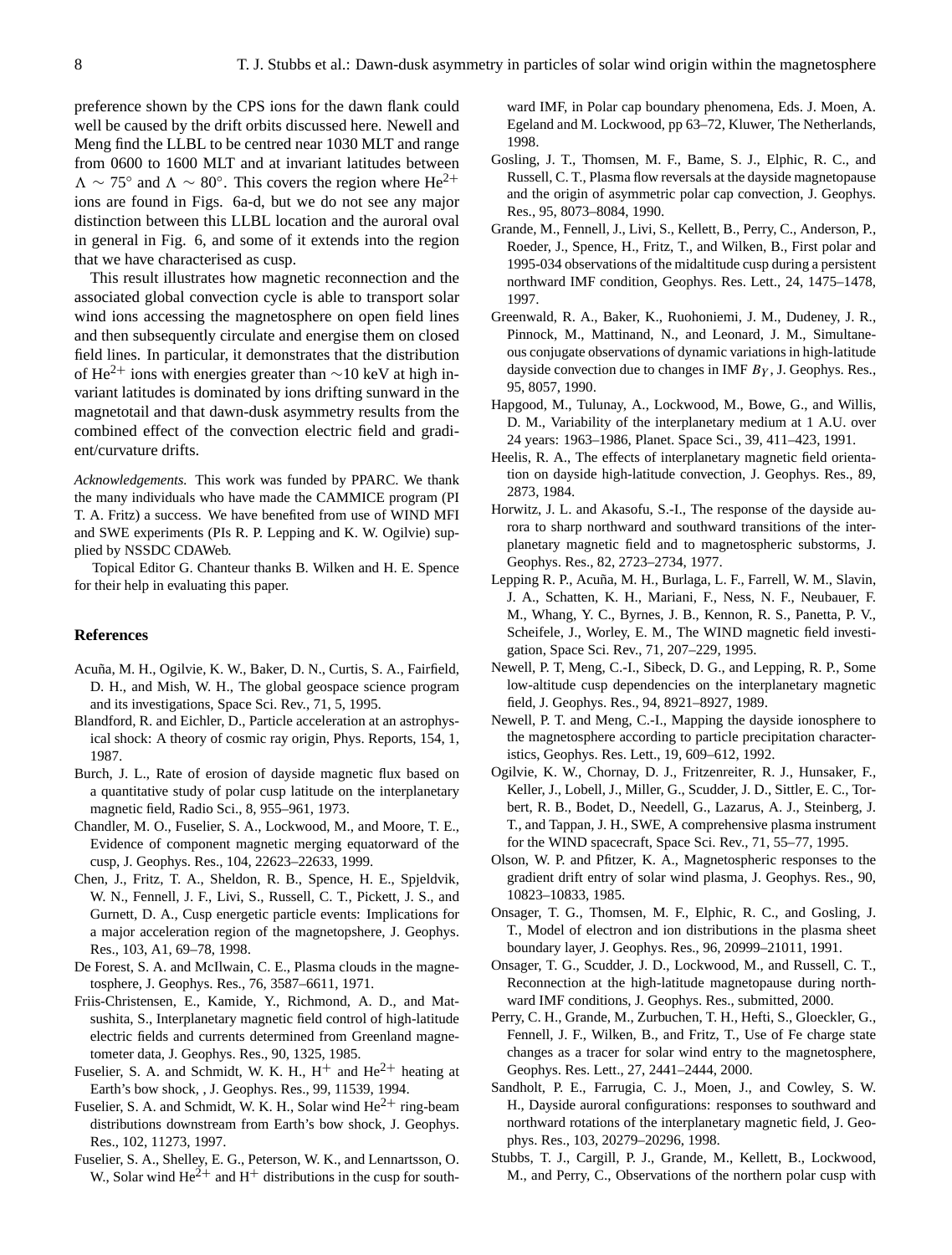preference shown by the CPS ions for the dawn flank could well be caused by the drift orbits discussed here. Newell and Meng find the LLBL to be centred near 1030 MLT and range from 0600 to 1600 MLT and at invariant latitudes between $\Lambda \sim 75^{\circ}$ and $\Lambda \sim 80^{\circ}$. This covers the region where $He^{2+}$ ions are found in Figs. 6a-d, but we do not see any major distinction between this LLBL location and the auroral oval in general in Fig. 6, and some of it extends into the region that we have characterised as cusp.

This result illustrates how magnetic reconnection and the associated global convection cycle is able to transport solar wind ions accessing the magnetosphere on open field lines and then subsequently circulate and energise them on closed field lines. In particular, it demonstrates that the distribution of $He^{2+}$ ions with energies greater than $\sim$10 keV at high invariant latitudes is dominated by ions drifting sunward in the magnetotail and that dawn-dusk asymmetry results from the combined effect of the convection electric field and gradient/curvature drifts.

*Acknowledgements.* This work was funded by PPARC. We thank the many individuals who have made the CAMMICE program (PI T. A. Fritz) a success. We have benefited from use of WIND MFI and SWE experiments (PIs R. P. Lepping and K. W. Ogilvie) supplied by NSSDC CDAWeb.

Topical Editor G. Chanteur thanks B. Wilken and H. E. Spence for their help in evaluating this paper.

## References

Acuña, M. H., Ogilvie, K. W., Baker, D. N., Curtis, S. A., Fairfield, D. H., and Mish, W. H., The global geospace science program and its investigations, Space Sci. Rev., 71, 5, 1995.

Blandford, R. and Eichler, D., Particle acceleration at an astrophysical shock: A theory of cosmic ray origin, Phys. Reports, 154, 1, 1987.

Burch, J. L., Rate of erosion of dayside magnetic flux based on a quantitative study of polar cusp latitude on the interplanetary magnetic field, Radio Sci., 8, 955–961, 1973.

Chandler, M. O., Fuselier, S. A., Lockwood, M., and Moore, T. E., Evidence of component magnetic merging equatorward of the cusp, J. Geophys. Res., 104, 22623–22633, 1999.

Chen, J., Fritz, T. A., Sheldon, R. B., Spence, H. E., Spjeldvik, W. N., Fennell, J. F., Livi, S., Russell, C. T., Pickett, J. S., and Gurnett, D. A., Cusp energetic particle events: Implications for a major acceleration region of the magnetopshere, J. Geophys. Res., 103, A1, 69–78, 1998.

De Forest, S. A. and McIlwain, C. E., Plasma clouds in the magnetosphere, J. Geophys. Res., 76, 3587–6611, 1971.

Friis-Christensen, E., Kamide, Y., Richmond, A. D., and Matsushita, S., Interplanetary magnetic field control of high-latitude electric fields and currents determined from Greenland magnetometer data, J. Geophys. Res., 90, 1325, 1985.

Fuselier, S. A. and Schmidt, W. K. H., $H^{+}$ and $He^{2+}$ heating at Earth's bow shock, , J. Geophys. Res., 99, 11539, 1994.

Fuselier, S. A. and Schmidt, W. K. H., Solar wind $He^{2+}$ ring-beam distributions downstream from Earth's bow shock, J. Geophys. Res., 102, 11273, 1997.

Fuselier, S. A., Shelley, E. G., Peterson, W. K., and Lennartsson, O. W., Solar wind $He^{2+}$ and $H^{+}$ distributions in the cusp for southward IMF, in Polar cap boundary phenomena, Eds. J. Moen, A. Egeland and M. Lockwood, pp 63–72, Kluwer, The Netherlands, 1998.

Gosling, J. T., Thomsen, M. F., Bame, S. J., Elphic, R. C., and Russell, C. T., Plasma flow reversals at the dayside magnetopause and the origin of asymmetric polar cap convection, J. Geophys. Res., 95, 8073–8084, 1990.

Grande, M., Fennell, J., Livi, S., Kellett, B., Perry, C., Anderson, P., Roeder, J., Spence, H., Fritz, T., and Wilken, B., First polar and 1995-034 observations of the midaltitude cusp during a persistent northward IMF condition, Geophys. Res. Lett., 24, 1475–1478, 1997.

Greenwald, R. A., Baker, K., Ruohoniemi, J. M., Dudeney, J. R., Pinnock, M., Mattinand, N., and Leonard, J. M., Simultaneous conjugate observations of dynamic variations in high-latitude dayside convection due to changes in IMF $B_Y$, J. Geophys. Res., 95, 8057, 1990.

Hapgood, M., Tulunay, A., Lockwood, M., Bowe, G., and Willis, D. M., Variability of the interplanetary medium at 1 A.U. over 24 years: 1963–1986, Planet. Space Sci., 39, 411–423, 1991.

Heelis, R. A., The effects of interplanetary magnetic field orientation on dayside high-latitude convection, J. Geophys. Res., 89, 2873, 1984.

Horwitz, J. L. and Akasofu, S.-I., The response of the dayside aurora to sharp northward and southward transitions of the interplanetary magnetic field and to magnetospheric substorms, J. Geophys. Res., 82, 2723–2734, 1977.

Lepping R. P., Acuña, M. H., Burlaga, L. F., Farrell, W. M., Slavin, J. A., Schatten, K. H., Mariani, F., Ness, N. F., Neubauer, F. M., Whang, Y. C., Byrnes, J. B., Kennon, R. S., Panetta, P. V., Scheifele, J., Worley, E. M., The WIND magnetic field investigation, Space Sci. Rev., 71, 207–229, 1995.

Newell, P. T, Meng, C.-I., Sibeck, D. G., and Lepping, R. P., Some low-altitude cusp dependencies on the interplanetary magnetic field, J. Geophys. Res., 94, 8921–8927, 1989.

Newell, P. T. and Meng, C.-I., Mapping the dayside ionosphere to the magnetosphere according to particle precipitation characteristics, Geophys. Res. Lett., 19, 609–612, 1992.

Ogilvie, K. W., Chornay, D. J., Fritzenreiter, R. J., Hunsaker, F., Keller, J., Lobell, J., Miller, G., Scudder, J. D., Sittler, E. C., Torbert, R. B., Bodet, D., Needell, G., Lazarus, A. J., Steinberg, J. T., and Tappan, J. H., SWE, A comprehensive plasma instrument for the WIND spacecraft, Space Sci. Rev., 71, 55–77, 1995.

Olson, W. P. and Pfitzer, K. A., Magnetospheric responses to the gradient drift entry of solar wind plasma, J. Geophys. Res., 90, 10823–10833, 1985.

Onsager, T. G., Thomsen, M. F., Elphic, R. C., and Gosling, J. T., Model of electron and ion distributions in the plasma sheet boundary layer, J. Geophys. Res., 96, 20999–21011, 1991.

Onsager, T. G., Scudder, J. D., Lockwood, M., and Russell, C. T., Reconnection at the high-latitude magnetopause during northward IMF conditions, J. Geophys. Res., submitted, 2000.

Perry, C. H., Grande, M., Zurbuchen, T. H., Hefti, S., Gloeckler, G., Fennell, J. F., Wilken, B., and Fritz, T., Use of Fe charge state changes as a tracer for solar wind entry to the magnetosphere, Geophys. Res. Lett., 27, 2441–2444, 2000.

Sandholt, P. E., Farrugia, C. J., Moen, J., and Cowley, S. W. H., Dayside auroral configurations: responses to southward and northward rotations of the interplanetary magnetic field, J. Geophys. Res., 103, 20279–20296, 1998.

Stubbs, T. J., Cargill, P. J., Grande, M., Kellett, B., Lockwood, M., and Perry, C., Observations of the northern polar cusp with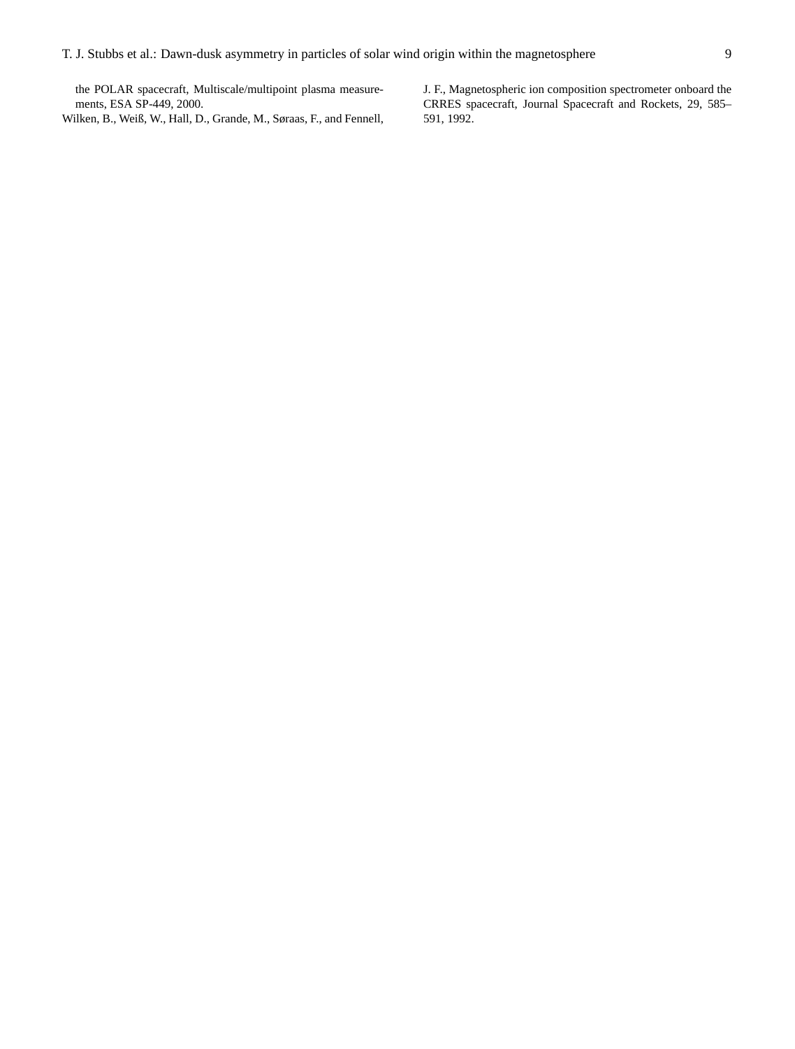the POLAR spacecraft, Multiscale/multipoint plasma measurements, ESA SP-449, 2000.

Wilken, B., Weiß, W., Hall, D., Grande, M., Søraas, F., and Fennell, J. F., Magnetospheric ion composition spectrometer onboard the CRRES spacecraft, Journal Spacecraft and Rockets, 29, 585–591, 1992.